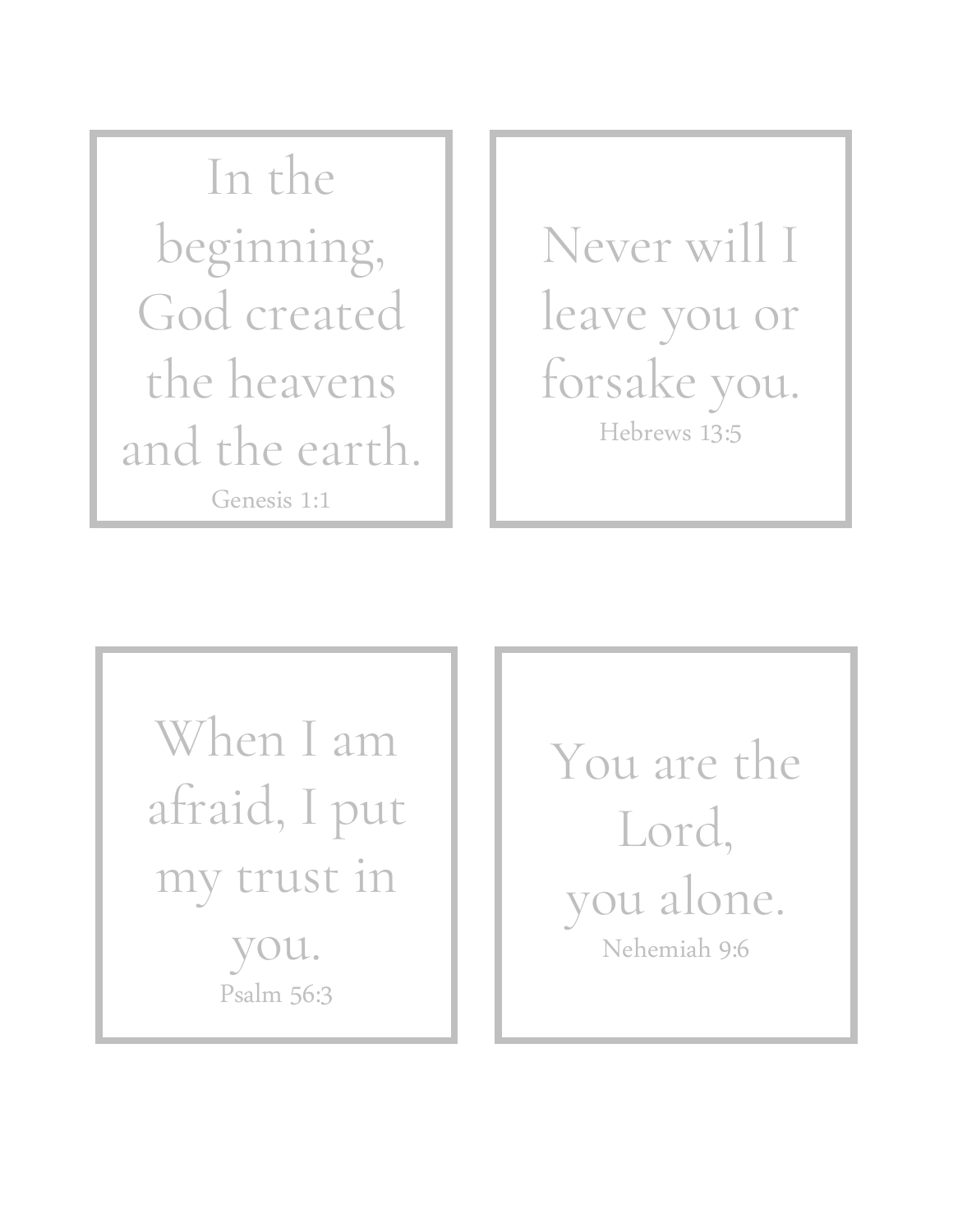In the beginning, God created the heavens and the earth.

Genesis 1:1

Never will I leave you or forsake you.

Hebrews 13:5

When I am afraid, I put my trust in you.

Psalm 56:3

You are the Lord,
you alone.

Nehemiah 9:6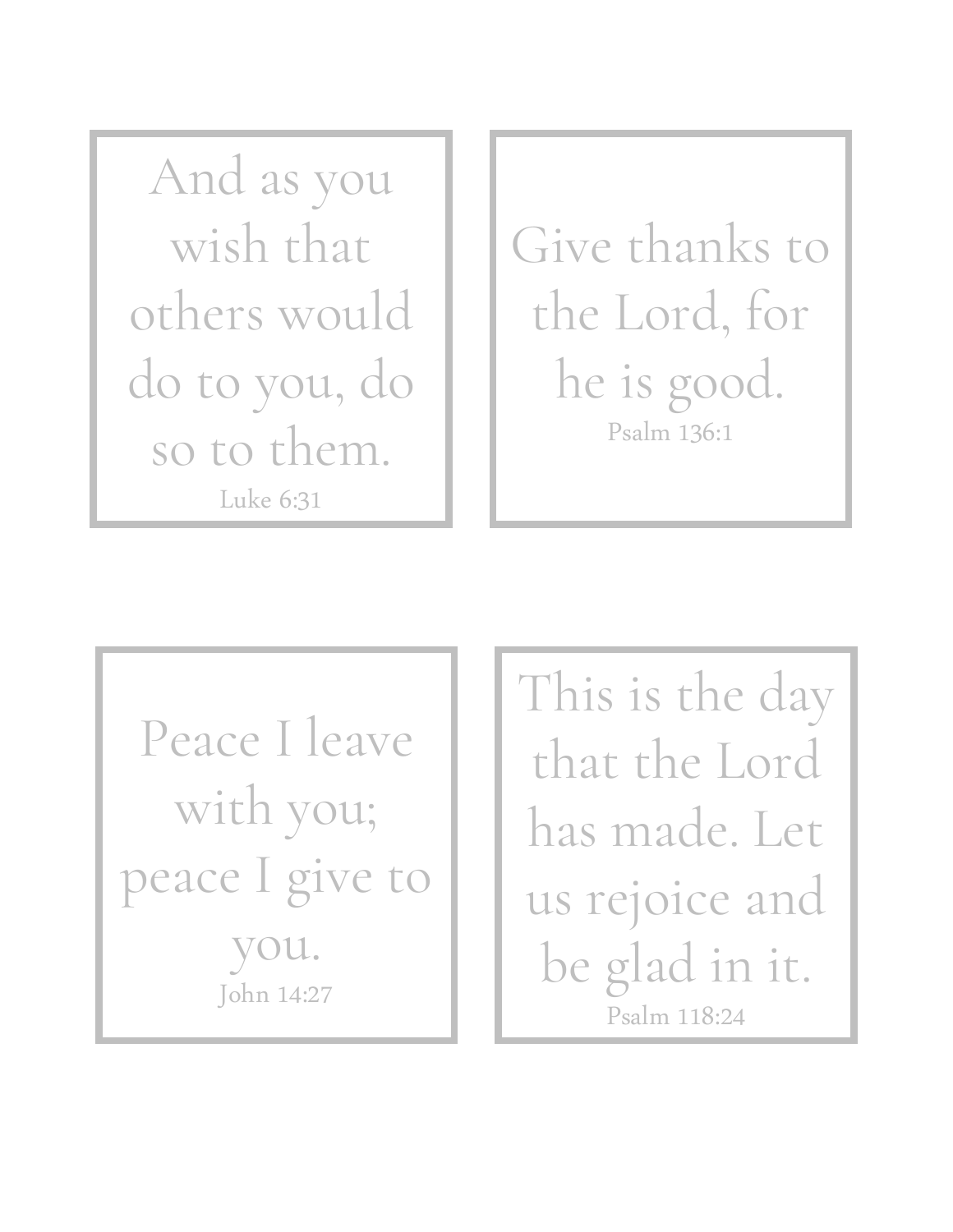And as you wish that others would do to you, do so to them.

Luke 6:31

Give thanks to the Lord, for he is good.

Psalm 136:1

Peace I leave with you; peace I give to you.

John 14:27

This is the day that the Lord has made. Let us rejoice and be glad in it.

Psalm 118:24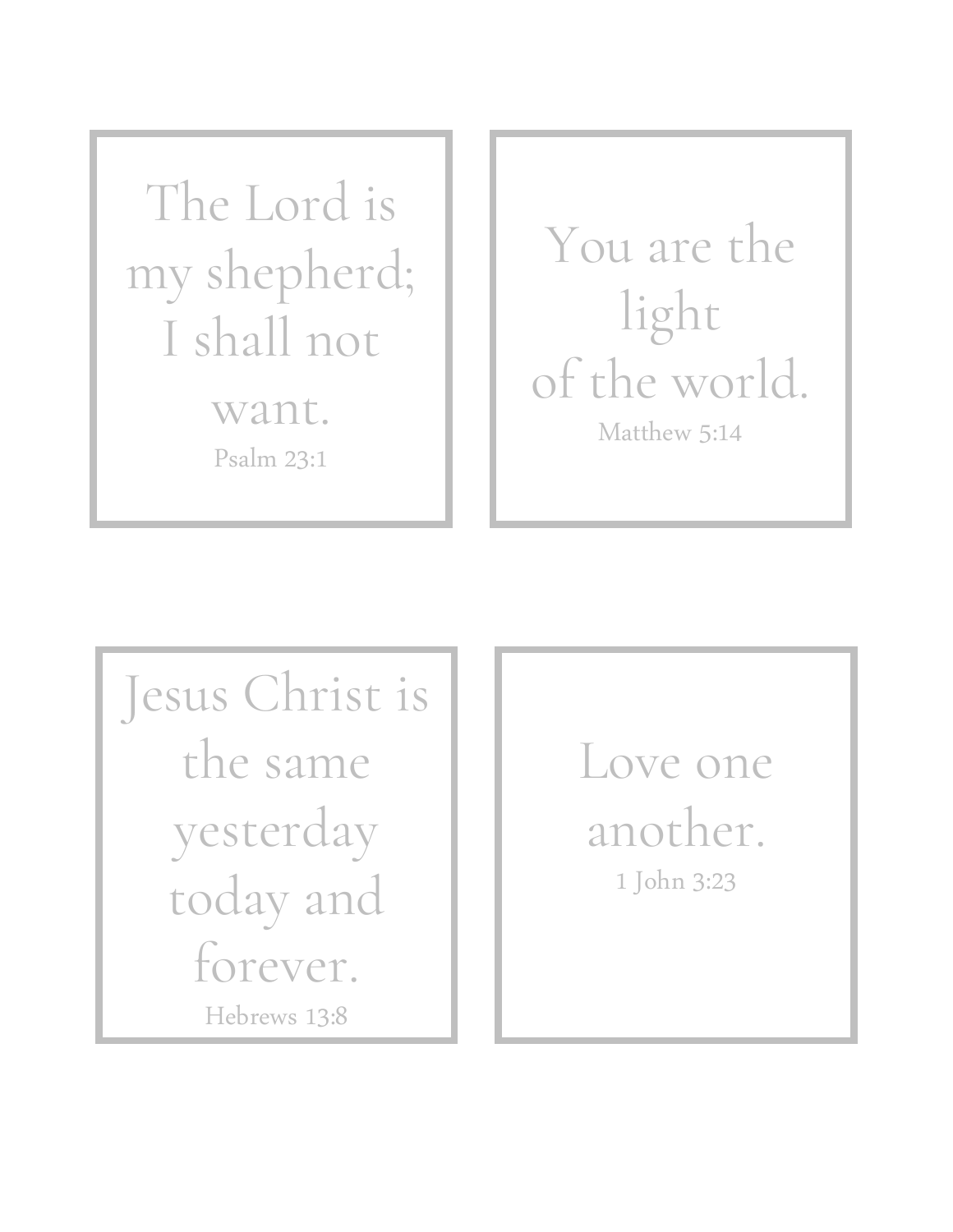The Lord is my shepherd; I shall not want.

Psalm 23:1

You are the light of the world.

Matthew 5:14

Jesus Christ is the same yesterday today and forever.

Hebrews 13:8

Love one another.

1 John 3:23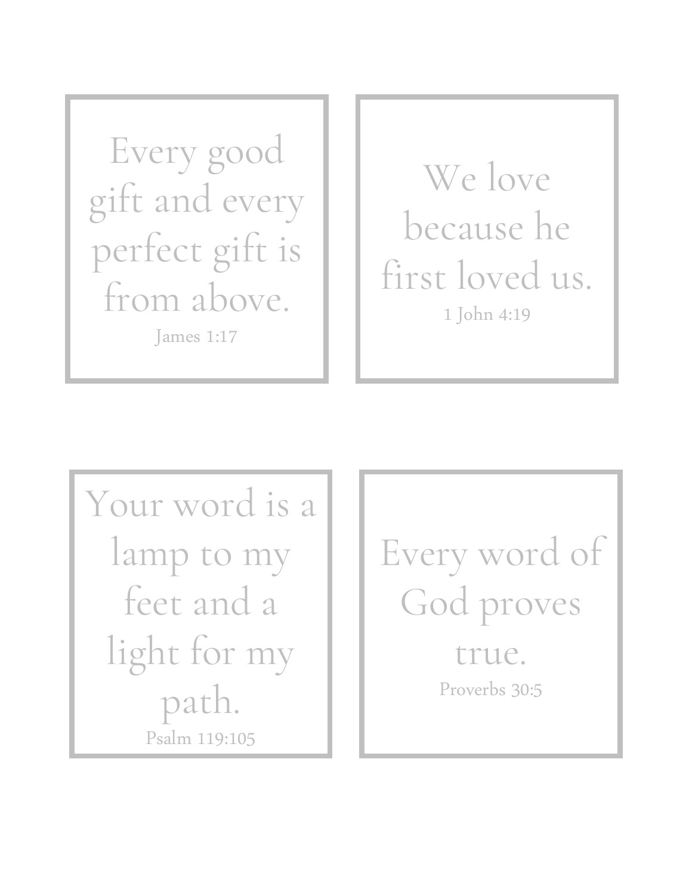Every good gift and every perfect gift is from above.

James 1:17

We love because he first loved us.

1 John 4:19

Your word is a lamp to my feet and a light for my path.

Psalm 119:105

Every word of God proves true.

Proverbs 30:5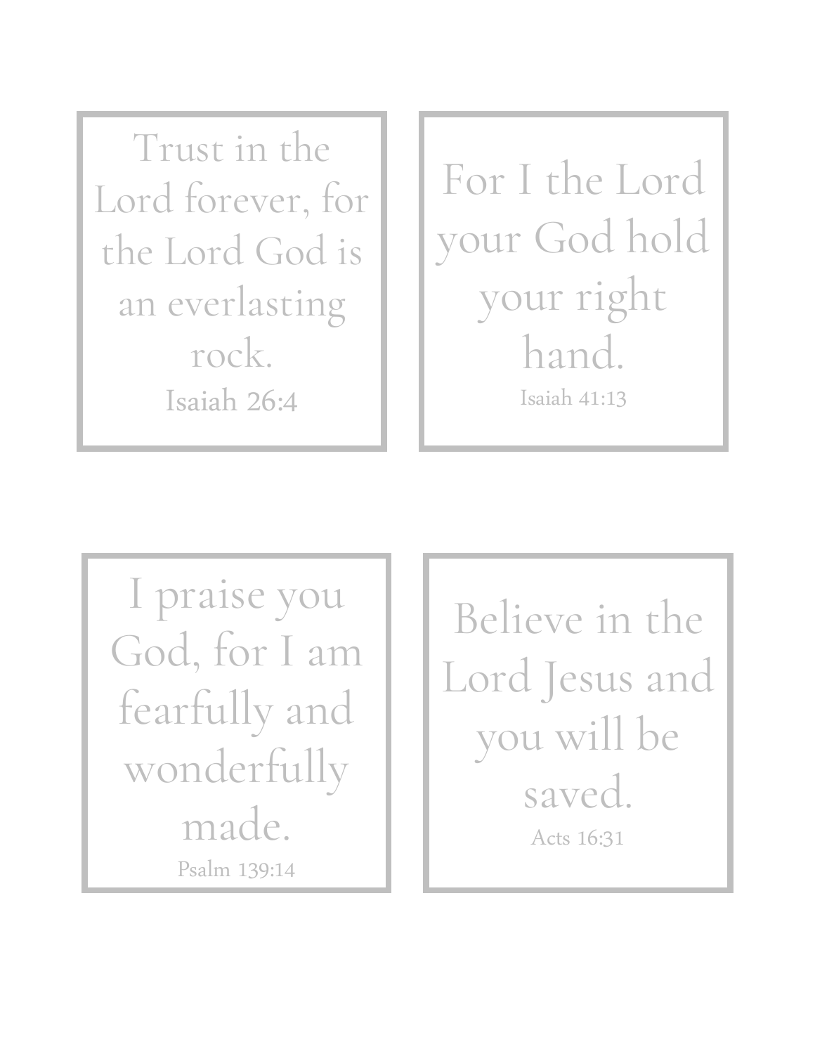Trust in the Lord forever, for the Lord God is an everlasting rock.

Isaiah 26:4

For I the Lord your God hold your right hand.

Isaiah 41:13

I praise you God, for I am fearfully and wonderfully made.

Psalm 139:14

Believe in the Lord Jesus and you will be saved.

Acts 16:31